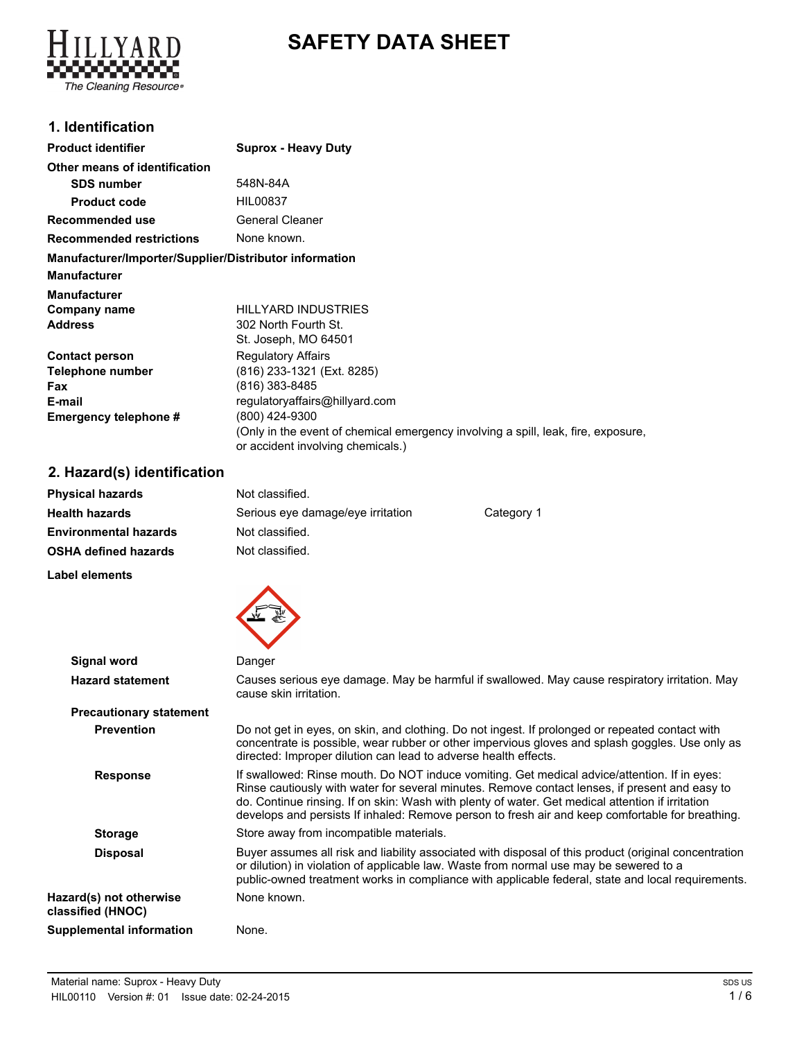# SAFETY DATA SHEET

## 1. Identification

| | |
|---|---|
| **Product identifier** | **Suprox - Heavy Duty** |
| **Other means of identification** | |
| **SDS number** | 548N-84A |
| **Product code** | HIL00837 |
| **Recommended use** | General Cleaner |
| **Recommended restrictions** | None known. |

**Manufacturer/Importer/Supplier/Distributor information**

**Manufacturer**

| | |
|---|---|
| **Manufacturer** | |
| **Company name** | HILLYARD INDUSTRIES |
| **Address** | 302 North Fourth St.<br>St. Joseph, MO 64501 |
| **Contact person** | Regulatory Affairs |
| **Telephone number** | (816) 233-1321 (Ext. 8285) |
| **Fax** | (816) 383-8485 |
| **E-mail** | regulatoryaffairs@hillyard.com |
| **Emergency telephone #** | (800) 424-9300<br>(Only in the event of chemical emergency involving a spill, leak, fire, exposure, or accident involving chemicals.) |

## 2. Hazard(s) identification

| | | |
|---|---|---|
| **Physical hazards** | Not classified. | |
| **Health hazards** | Serious eye damage/eye irritation | Category 1 |
| **Environmental hazards** | Not classified. | |
| **OSHA defined hazards** | Not classified. | |

**Label elements**

**Signal word** Danger

**Hazard statement** Causes serious eye damage. May be harmful if swallowed. May cause respiratory irritation. May cause skin irritation.

**Precautionary statement**

**Prevention** Do not get in eyes, on skin, and clothing. Do not ingest. If prolonged or repeated contact with concentrate is possible, wear rubber or other impervious gloves and splash goggles. Use only as directed: Improper dilution can lead to adverse health effects.

**Response** If swallowed: Rinse mouth. Do NOT induce vomiting. Get medical advice/attention. If in eyes: Rinse cautiously with water for several minutes. Remove contact lenses, if present and easy to do. Continue rinsing. If on skin: Wash with plenty of water. Get medical attention if irritation develops and persists If inhaled: Remove person to fresh air and keep comfortable for breathing.

**Storage** Store away from incompatible materials.

**Disposal** Buyer assumes all risk and liability associated with disposal of this product (original concentration or dilution) in violation of applicable law. Waste from normal use may be sewered to a public-owned treatment works in compliance with applicable federal, state and local requirements.

**Hazard(s) not otherwise classified (HNOC)** None known.

**Supplemental information** None.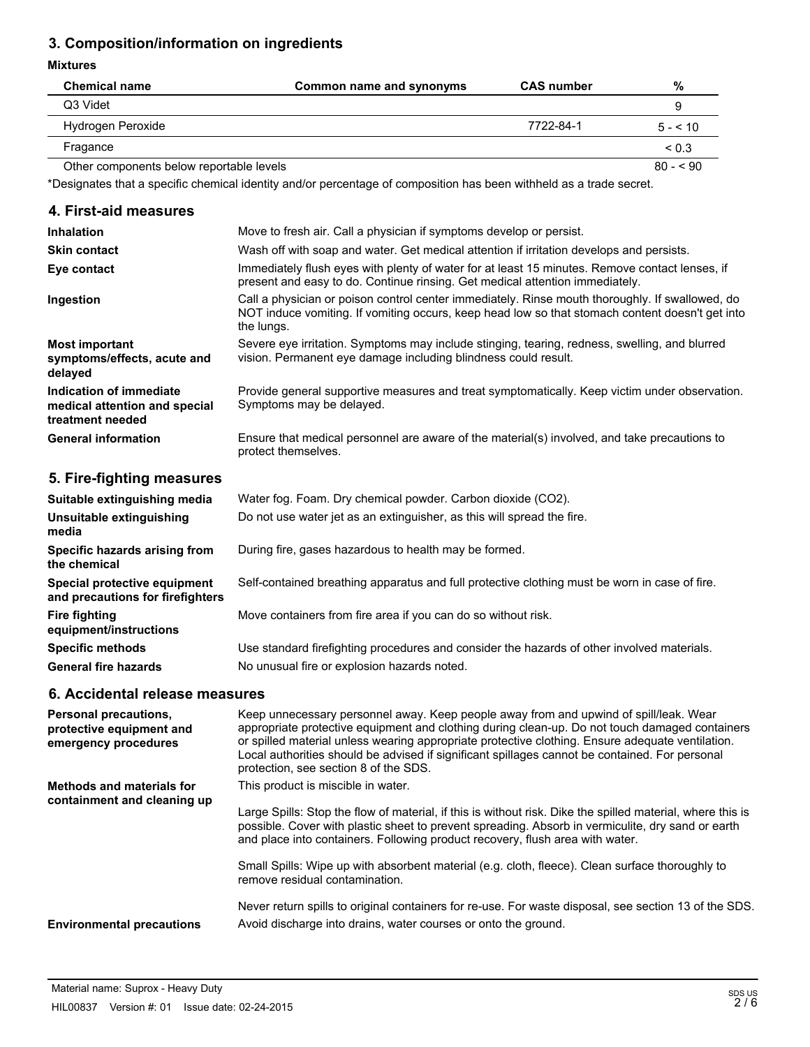## 3. Composition/information on ingredients

**Mixtures**

| Chemical name | Common name and synonyms | CAS number | % |
|---|---|---|---|
| Q3 Videt | | | 9 |
| Hydrogen Peroxide | | 7722-84-1 | 5 - < 10 |
| Fragance | | | < 0.3 |
| Other components below reportable levels | | | 80 - < 90 |

*Designates that a specific chemical identity and/or percentage of composition has been withheld as a trade secret.

## 4. First-aid measures

**Inhalation**
Move to fresh air. Call a physician if symptoms develop or persist.

**Skin contact**
Wash off with soap and water. Get medical attention if irritation develops and persists.

**Eye contact**
Immediately flush eyes with plenty of water for at least 15 minutes. Remove contact lenses, if present and easy to do. Continue rinsing. Get medical attention immediately.

**Ingestion**
Call a physician or poison control center immediately. Rinse mouth thoroughly. If swallowed, do NOT induce vomiting. If vomiting occurs, keep head low so that stomach content doesn't get into the lungs.

**Most important symptoms/effects, acute and delayed**
Severe eye irritation. Symptoms may include stinging, tearing, redness, swelling, and blurred vision. Permanent eye damage including blindness could result.

**Indication of immediate medical attention and special treatment needed**
Provide general supportive measures and treat symptomatically. Keep victim under observation. Symptoms may be delayed.

**General information**
Ensure that medical personnel are aware of the material(s) involved, and take precautions to protect themselves.

## 5. Fire-fighting measures

**Suitable extinguishing media**
Water fog. Foam. Dry chemical powder. Carbon dioxide ($CO_2$).

**Unsuitable extinguishing media**
Do not use water jet as an extinguisher, as this will spread the fire.

**Specific hazards arising from the chemical**
During fire, gases hazardous to health may be formed.

**Special protective equipment and precautions for firefighters**
Self-contained breathing apparatus and full protective clothing must be worn in case of fire.

**Fire fighting equipment/instructions**
Move containers from fire area if you can do so without risk.

**Specific methods**
Use standard firefighting procedures and consider the hazards of other involved materials.

**General fire hazards**
No unusual fire or explosion hazards noted.

## 6. Accidental release measures

**Personal precautions, protective equipment and emergency procedures**
Keep unnecessary personnel away. Keep people away from and upwind of spill/leak. Wear appropriate protective equipment and clothing during clean-up. Do not touch damaged containers or spilled material unless wearing appropriate protective clothing. Ensure adequate ventilation. Local authorities should be advised if significant spillages cannot be contained. For personal protection, see section 8 of the SDS.

**Methods and materials for containment and cleaning up**
This product is miscible in water.

Large Spills: Stop the flow of material, if this is without risk. Dike the spilled material, where this is possible. Cover with plastic sheet to prevent spreading. Absorb in vermiculite, dry sand or earth and place into containers. Following product recovery, flush area with water.

Small Spills: Wipe up with absorbent material (e.g. cloth, fleece). Clean surface thoroughly to remove residual contamination.

Never return spills to original containers for re-use. For waste disposal, see section 13 of the SDS.

**Environmental precautions**
Avoid discharge into drains, water courses or onto the ground.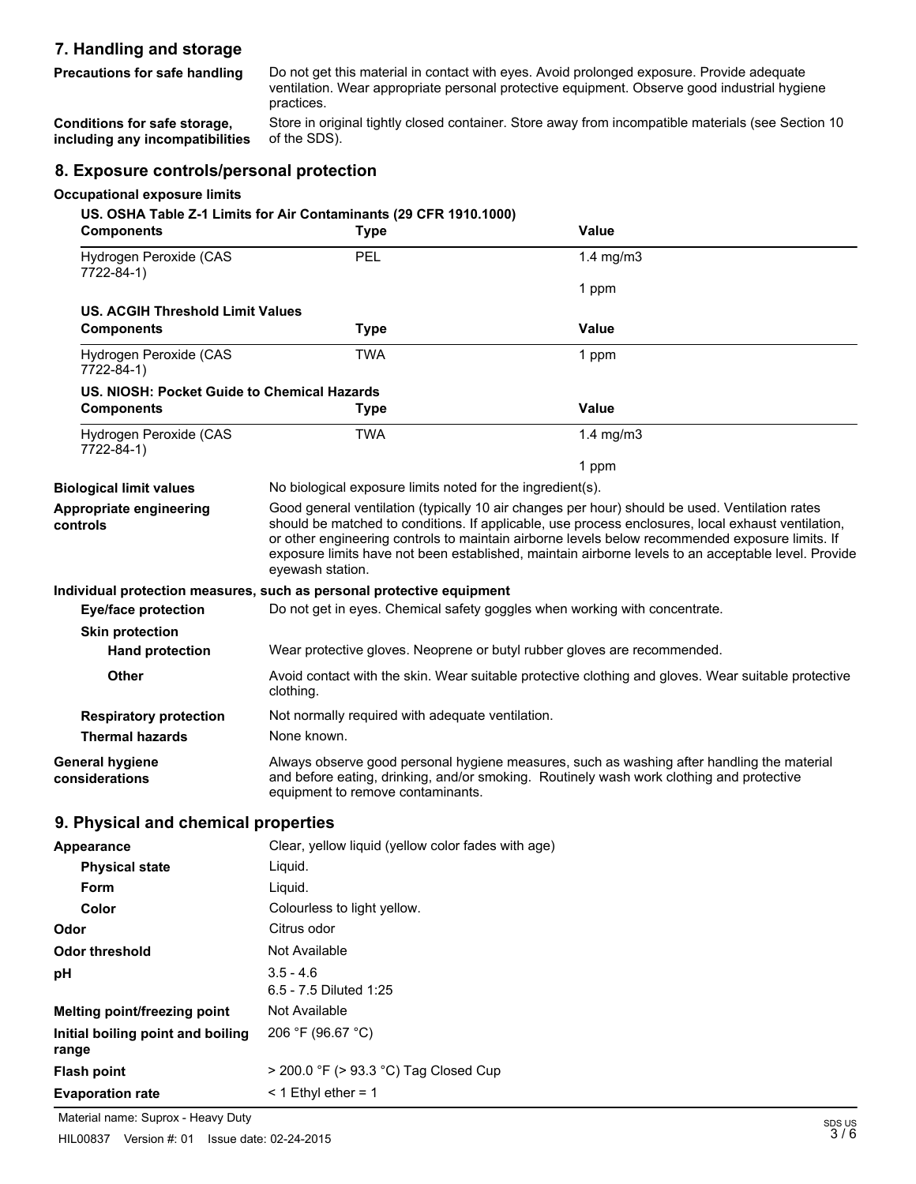## 7. Handling and storage

| | |
|---|---|
| **Precautions for safe handling** | Do not get this material in contact with eyes. Avoid prolonged exposure. Provide adequate ventilation. Wear appropriate personal protective equipment. Observe good industrial hygiene practices. |
| **Conditions for safe storage, including any incompatibilities** | Store in original tightly closed container. Store away from incompatible materials (see Section 10 of the SDS). |

## 8. Exposure controls/personal protection

**Occupational exposure limits**

**US. OSHA Table Z-1 Limits for Air Contaminants (29 CFR 1910.1000)**

| Components | Type | Value |
|---|---|---|
| Hydrogen Peroxide (CAS 7722-84-1) | PEL | 1.4 mg/m3 |
| | | 1 ppm |

**US. ACGIH Threshold Limit Values**

| Components | Type | Value |
|---|---|---|
| Hydrogen Peroxide (CAS 7722-84-1) | TWA | 1 ppm |

**US. NIOSH: Pocket Guide to Chemical Hazards**

| Components | Type | Value |
|---|---|---|
| Hydrogen Peroxide (CAS 7722-84-1) | TWA | 1.4 mg/m3 |
| | | 1 ppm |

| | |
|---|---|
| **Biological limit values** | No biological exposure limits noted for the ingredient(s). |
| **Appropriate engineering controls** | Good general ventilation (typically 10 air changes per hour) should be used. Ventilation rates should be matched to conditions. If applicable, use process enclosures, local exhaust ventilation, or other engineering controls to maintain airborne levels below recommended exposure limits. If exposure limits have not been established, maintain airborne levels to an acceptable level. Provide eyewash station. |

**Individual protection measures, such as personal protective equipment**

| | |
|---|---|
| **Eye/face protection** | Do not get in eyes. Chemical safety goggles when working with concentrate. |
| **Skin protection** | |
| **Hand protection** | Wear protective gloves. Neoprene or butyl rubber gloves are recommended. |
| **Other** | Avoid contact with the skin. Wear suitable protective clothing and gloves. Wear suitable protective clothing. |
| **Respiratory protection** | Not normally required with adequate ventilation. |
| **Thermal hazards** | None known. |
| **General hygiene considerations** | Always observe good personal hygiene measures, such as washing after handling the material and before eating, drinking, and/or smoking. Routinely wash work clothing and protective equipment to remove contaminants. |

## 9. Physical and chemical properties

| | |
|---|---|
| **Appearance** | Clear, yellow liquid (yellow color fades with age) |
| **Physical state** | Liquid. |
| **Form** | Liquid. |
| **Color** | Colourless to light yellow. |
| **Odor** | Citrus odor |
| **Odor threshold** | Not Available |
| **pH** | 3.5 - 4.6<br>6.5 - 7.5 Diluted 1:25 |
| **Melting point/freezing point** | Not Available |
| **Initial boiling point and boiling range** | 206 °F (96.67 °C) |
| **Flash point** | > 200.0 °F (> 93.3 °C) Tag Closed Cup |
| **Evaporation rate** | < 1 Ethyl ether = 1 |

Material name: Suprox - Heavy Duty

HIL00837 Version #: 01 Issue date: 02-24-2015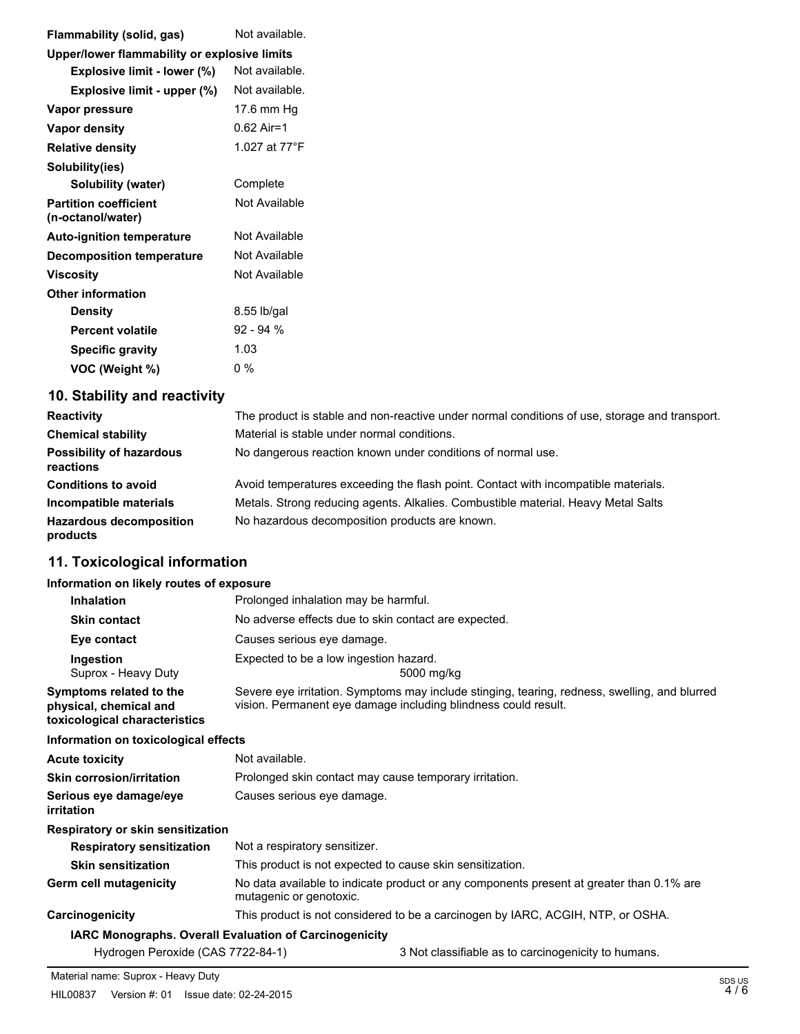| | |
|---|---|
| **Flammability (solid, gas)** | Not available. |
| **Upper/lower flammability or explosive limits** | |
| **Explosive limit - lower (%)** | Not available. |
| **Explosive limit - upper (%)** | Not available. |
| **Vapor pressure** | 17.6 mm Hg |
| **Vapor density** | 0.62 Air=1 |
| **Relative density** | 1.027 at 77°F |
| **Solubility(ies)** | |
| **Solubility (water)** | Complete |
| **Partition coefficient (n-octanol/water)** | Not Available |
| **Auto-ignition temperature** | Not Available |
| **Decomposition temperature** | Not Available |
| **Viscosity** | Not Available |
| **Other information** | |
| **Density** | 8.55 lb/gal |
| **Percent volatile** | 92 - 94 % |
| **Specific gravity** | 1.03 |
| **VOC (Weight %)** | 0 % |

## 10. Stability and reactivity

| | |
|---|---|
| **Reactivity** | The product is stable and non-reactive under normal conditions of use, storage and transport. |
| **Chemical stability** | Material is stable under normal conditions. |
| **Possibility of hazardous reactions** | No dangerous reaction known under conditions of normal use. |
| **Conditions to avoid** | Avoid temperatures exceeding the flash point. Contact with incompatible materials. |
| **Incompatible materials** | Metals. Strong reducing agents. Alkalies. Combustible material. Heavy Metal Salts |
| **Hazardous decomposition products** | No hazardous decomposition products are known. |

## 11. Toxicological information

**Information on likely routes of exposure**

| | | |
|---|---|---|
| **Inhalation** | Prolonged inhalation may be harmful. | |
| **Skin contact** | No adverse effects due to skin contact are expected. | |
| **Eye contact** | Causes serious eye damage. | |
| **Ingestion** | Expected to be a low ingestion hazard. | |
| Suprox - Heavy Duty | | 5000 mg/kg |
| **Symptoms related to the physical, chemical and toxicological characteristics** | Severe eye irritation. Symptoms may include stinging, tearing, redness, swelling, and blurred vision. Permanent eye damage including blindness could result. | |

**Information on toxicological effects**

| | |
|---|---|
| **Acute toxicity** | Not available. |
| **Skin corrosion/irritation** | Prolonged skin contact may cause temporary irritation. |
| **Serious eye damage/eye irritation** | Causes serious eye damage. |
| **Respiratory or skin sensitization** | |
| **Respiratory sensitization** | Not a respiratory sensitizer. |
| **Skin sensitization** | This product is not expected to cause skin sensitization. |
| **Germ cell mutagenicity** | No data available to indicate product or any components present at greater than 0.1% are mutagenic or genotoxic. |
| **Carcinogenicity** | This product is not considered to be a carcinogen by IARC, ACGIH, NTP, or OSHA. |

**IARC Monographs. Overall Evaluation of Carcinogenicity**

| | |
|---|---|
| Hydrogen Peroxide (CAS 7722-84-1) | 3 Not classifiable as to carcinogenicity to humans. |

Material name: Suprox - Heavy Duty

HIL00837 Version #: 01 Issue date: 02-24-2015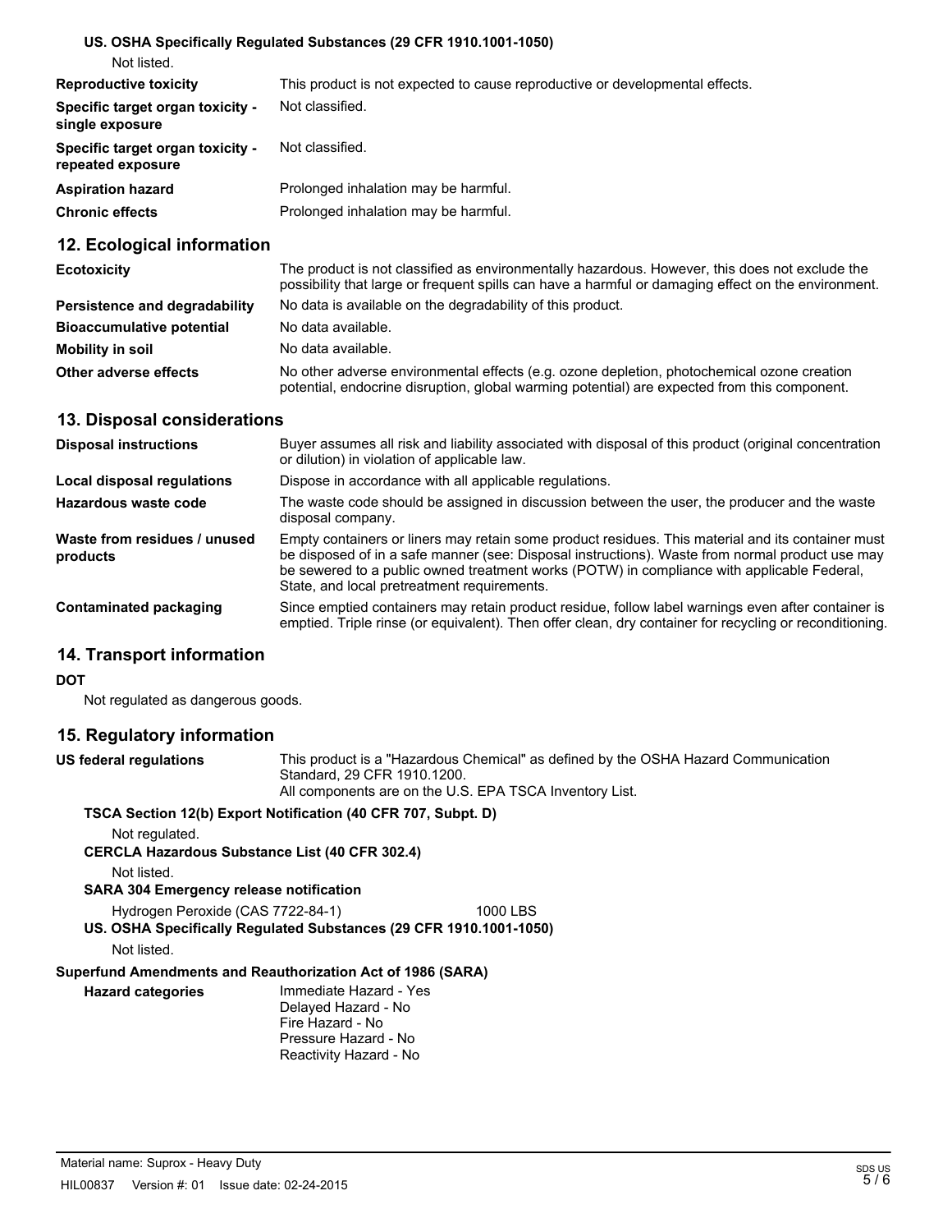**US. OSHA Specifically Regulated Substances (29 CFR 1910.1001-1050)**

Not listed.

| | |
|---|---|
| **Reproductive toxicity** | This product is not expected to cause reproductive or developmental effects. |
| **Specific target organ toxicity - single exposure** | Not classified. |
| **Specific target organ toxicity - repeated exposure** | Not classified. |
| **Aspiration hazard** | Prolonged inhalation may be harmful. |
| **Chronic effects** | Prolonged inhalation may be harmful. |

## 12. Ecological information

| | |
|---|---|
| **Ecotoxicity** | The product is not classified as environmentally hazardous. However, this does not exclude the possibility that large or frequent spills can have a harmful or damaging effect on the environment. |
| **Persistence and degradability** | No data is available on the degradability of this product. |
| **Bioaccumulative potential** | No data available. |
| **Mobility in soil** | No data available. |
| **Other adverse effects** | No other adverse environmental effects (e.g. ozone depletion, photochemical ozone creation potential, endocrine disruption, global warming potential) are expected from this component. |

## 13. Disposal considerations

| | |
|---|---|
| **Disposal instructions** | Buyer assumes all risk and liability associated with disposal of this product (original concentration or dilution) in violation of applicable law. |
| **Local disposal regulations** | Dispose in accordance with all applicable regulations. |
| **Hazardous waste code** | The waste code should be assigned in discussion between the user, the producer and the waste disposal company. |
| **Waste from residues / unused products** | Empty containers or liners may retain some product residues. This material and its container must be disposed of in a safe manner (see: Disposal instructions). Waste from normal product use may be sewered to a public owned treatment works (POTW) in compliance with applicable Federal, State, and local pretreatment requirements. |
| **Contaminated packaging** | Since emptied containers may retain product residue, follow label warnings even after container is emptied. Triple rinse (or equivalent). Then offer clean, dry container for recycling or reconditioning. |

## 14. Transport information

**DOT**

Not regulated as dangerous goods.

## 15. Regulatory information

**US federal regulations**

This product is a "Hazardous Chemical" as defined by the OSHA Hazard Communication Standard, 29 CFR 1910.1200.
All components are on the U.S. EPA TSCA Inventory List.

**TSCA Section 12(b) Export Notification (40 CFR 707, Subpt. D)**

Not regulated.

**CERCLA Hazardous Substance List (40 CFR 302.4)**

Not listed.

**SARA 304 Emergency release notification**

| | |
|---|---|
| Hydrogen Peroxide (CAS 7722-84-1) | 1000 LBS |

**US. OSHA Specifically Regulated Substances (29 CFR 1910.1001-1050)**

Not listed.

**Superfund Amendments and Reauthorization Act of 1986 (SARA)**

**Hazard categories**

Immediate Hazard - Yes
Delayed Hazard - No
Fire Hazard - No
Pressure Hazard - No
Reactivity Hazard - No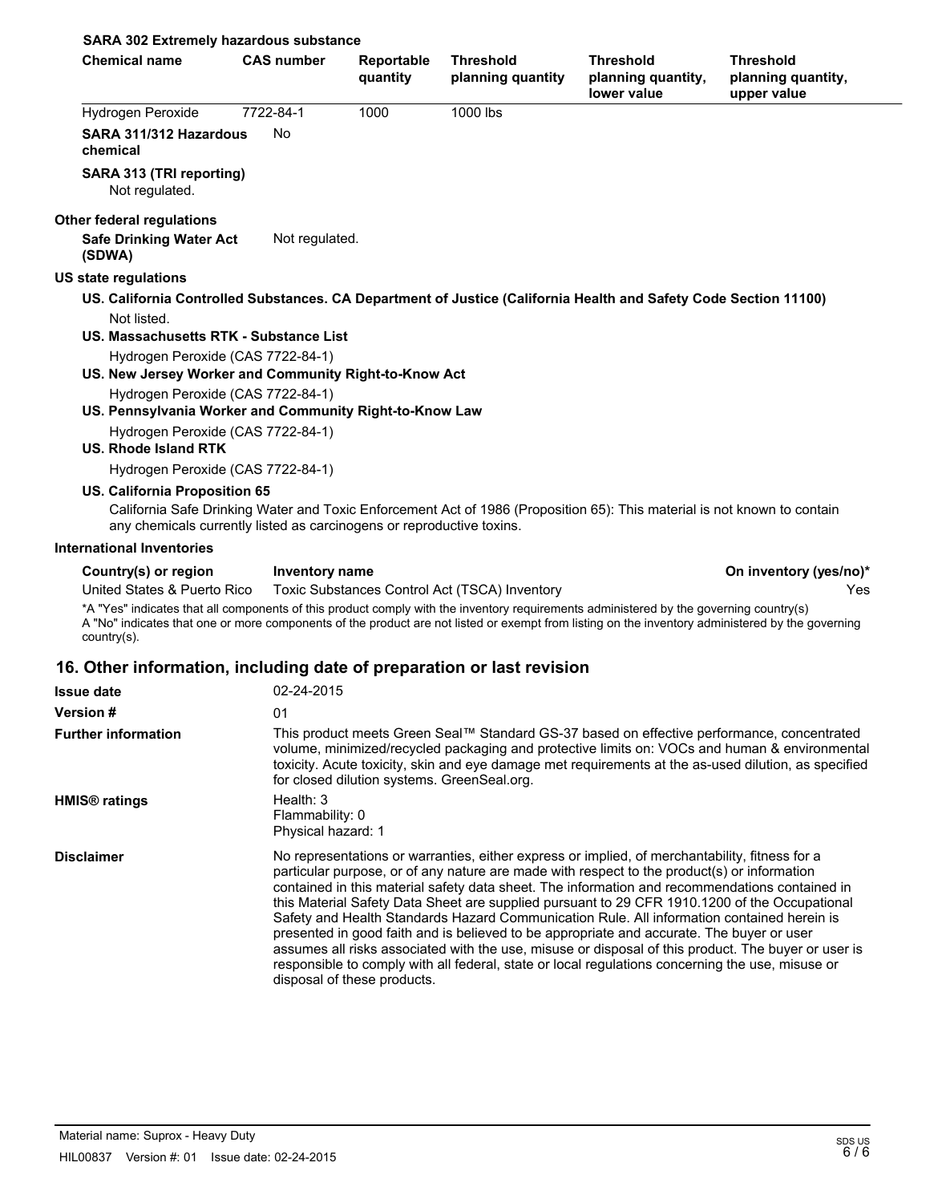**SARA 302 Extremely hazardous substance**

| Chemical name | CAS number | Reportable quantity | Threshold planning quantity | Threshold planning quantity, lower value | Threshold planning quantity, upper value |
|---|---|---|---|---|---|
| Hydrogen Peroxide | 7722-84-1 | 1000 | 1000 lbs | | |

**SARA 311/312 Hazardous chemical** No

**SARA 313 (TRI reporting)**
Not regulated.

**Other federal regulations**

**Safe Drinking Water Act (SDWA)** Not regulated.

**US state regulations**

**US. California Controlled Substances. CA Department of Justice (California Health and Safety Code Section 11100)**
Not listed.

**US. Massachusetts RTK - Substance List**
Hydrogen Peroxide (CAS 7722-84-1)

**US. New Jersey Worker and Community Right-to-Know Act**
Hydrogen Peroxide (CAS 7722-84-1)

**US. Pennsylvania Worker and Community Right-to-Know Law**
Hydrogen Peroxide (CAS 7722-84-1)

**US. Rhode Island RTK**
Hydrogen Peroxide (CAS 7722-84-1)

**US. California Proposition 65**
California Safe Drinking Water and Toxic Enforcement Act of 1986 (Proposition 65): This material is not known to contain any chemicals currently listed as carcinogens or reproductive toxins.

**International Inventories**

| Country(s) or region | Inventory name | On inventory (yes/no)* |
|---|---|---|
| United States & Puerto Rico | Toxic Substances Control Act (TSCA) Inventory | Yes |

*A "Yes" indicates that all components of this product comply with the inventory requirements administered by the governing country(s)
A "No" indicates that one or more components of the product are not listed or exempt from listing on the inventory administered by the governing country(s).

## 16. Other information, including date of preparation or last revision

**Issue date** 02-24-2015

**Version #** 01

**Further information** This product meets Green Seal™ Standard GS-37 based on effective performance, concentrated volume, minimized/recycled packaging and protective limits on: VOCs and human & environmental toxicity. Acute toxicity, skin and eye damage met requirements at the as-used dilution, as specified for closed dilution systems. GreenSeal.org.

**HMIS® ratings**
Health: 3
Flammability: 0
Physical hazard: 1

**Disclaimer** No representations or warranties, either express or implied, of merchantability, fitness for a particular purpose, or of any nature are made with respect to the product(s) or information contained in this material safety data sheet. The information and recommendations contained in this Material Safety Data Sheet are supplied pursuant to 29 CFR 1910.1200 of the Occupational Safety and Health Standards Hazard Communication Rule. All information contained herein is presented in good faith and is believed to be appropriate and accurate. The buyer or user assumes all risks associated with the use, misuse or disposal of this product. The buyer or user is responsible to comply with all federal, state or local regulations concerning the use, misuse or disposal of these products.